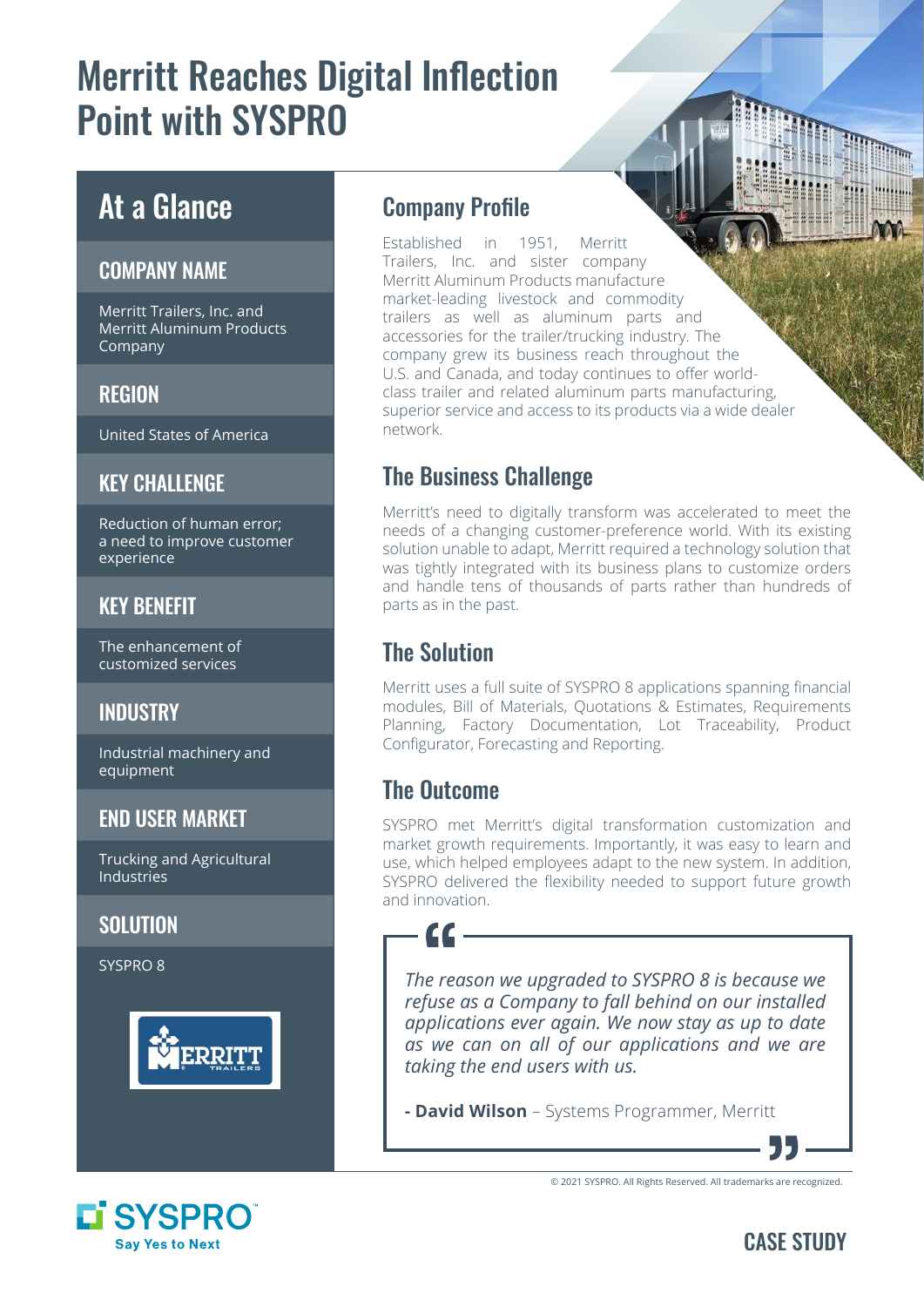# Merritt Reaches Digital Inflection Point with SYSPRO

## At a Glance

### COMPANY NAME

Merritt Trailers, Inc. and Merritt Aluminum Products Company

### REGION

United States of America

### KEY CHALLENGE

Reduction of human error; a need to improve customer experience

### KEY BENEFIT

The enhancement of customized services

### INDUSTRY

Industrial machinery and equipment

### END USER MARKET

Trucking and Agricultural Industries

### SOLUTION

SYSPRO 8

## Company Profile

Established in 1951, Merritt Trailers, Inc. and sister company Merritt Aluminum Products manufacture market-leading livestock and commodity trailers as well as aluminum parts and accessories for the trailer/trucking industry. The company grew its business reach throughout the U.S. and Canada, and today continues to offer world-class trailer and related aluminum parts manufacturing, superior service and access to its products via a wide dealer network.

## The Business Challenge

Merritt's need to digitally transform was accelerated to meet the needs of a changing customer-preference world. With its existing solution unable to adapt, Merritt required a technology solution that was tightly integrated with its business plans to customize orders and handle tens of thousands of parts rather than hundreds of parts as in the past.

## The Solution

Merritt uses a full suite of SYSPRO 8 applications spanning financial modules, Bill of Materials, Quotations & Estimates, Requirements Planning, Factory Documentation, Lot Traceability, Product Configurator, Forecasting and Reporting.

## The Outcome

SYSPRO met Merritt's digital transformation customization and market growth requirements. Importantly, it was easy to learn and use, which helped employees adapt to the new system. In addition, SYSPRO delivered the flexibility needed to support future growth and innovation.

> *The reason we upgraded to SYSPRO 8 is because we refuse as a Company to fall behind on our installed applications ever again. We now stay as up to date as we can on all of our applications and we are taking the end users with us.*
>
> **- David Wilson** – Systems Programmer, Merritt

© 2021 SYSPRO. All Rights Reserved. All trademarks are recognized.

SYSPRO Say Yes to Next

CASE STUDY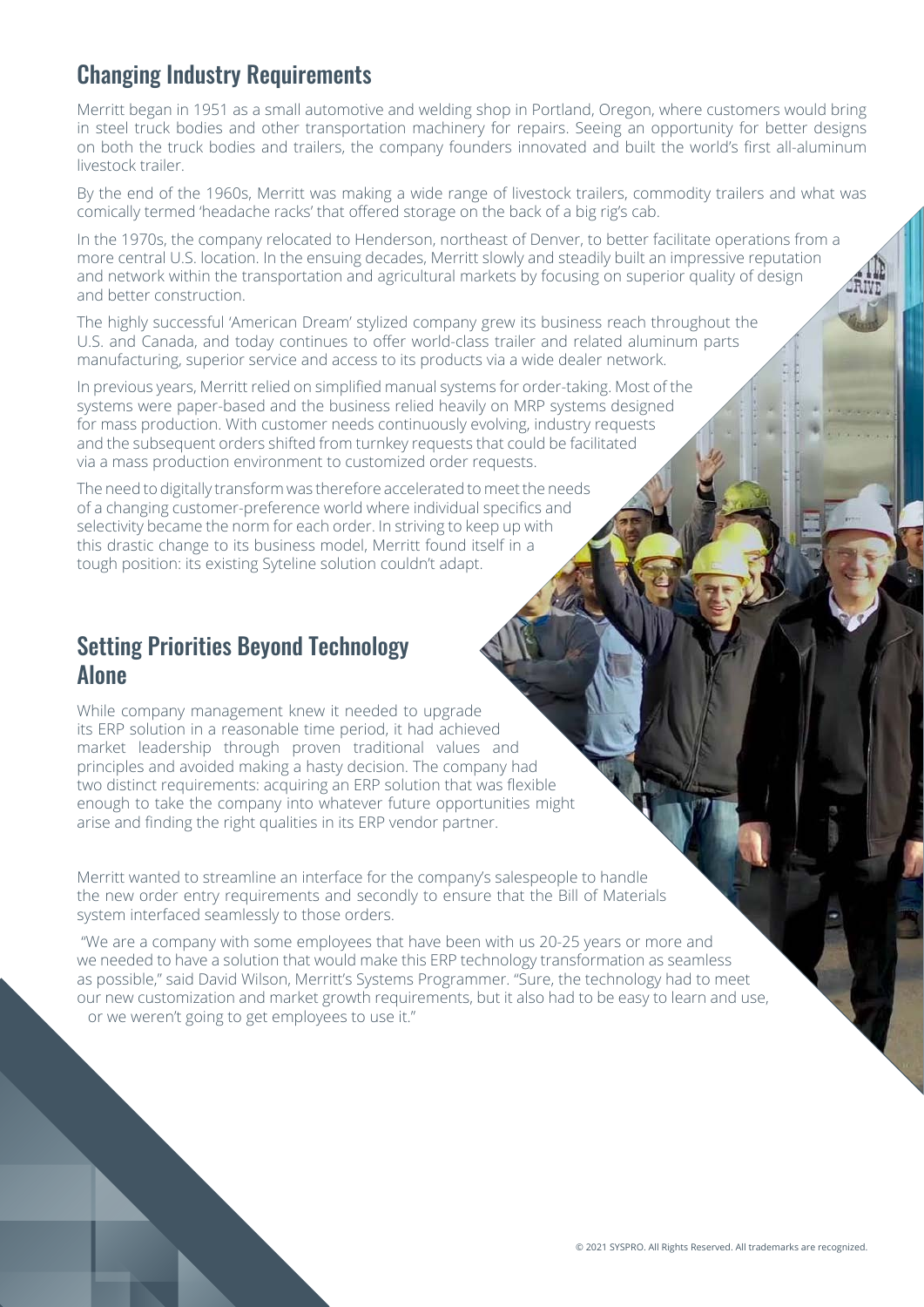## Changing Industry Requirements

Merritt began in 1951 as a small automotive and welding shop in Portland, Oregon, where customers would bring in steel truck bodies and other transportation machinery for repairs. Seeing an opportunity for better designs on both the truck bodies and trailers, the company founders innovated and built the world's first all-aluminum livestock trailer.

By the end of the 1960s, Merritt was making a wide range of livestock trailers, commodity trailers and what was comically termed 'headache racks' that offered storage on the back of a big rig's cab.

In the 1970s, the company relocated to Henderson, northeast of Denver, to better facilitate operations from a more central U.S. location. In the ensuing decades, Merritt slowly and steadily built an impressive reputation and network within the transportation and agricultural markets by focusing on superior quality of design and better construction.

The highly successful 'American Dream' stylized company grew its business reach throughout the U.S. and Canada, and today continues to offer world-class trailer and related aluminum parts manufacturing, superior service and access to its products via a wide dealer network.

In previous years, Merritt relied on simplified manual systems for order-taking. Most of the systems were paper-based and the business relied heavily on MRP systems designed for mass production. With customer needs continuously evolving, industry requests and the subsequent orders shifted from turnkey requests that could be facilitated via a mass production environment to customized order requests.

The need to digitally transform was therefore accelerated to meet the needs of a changing customer-preference world where individual specifics and selectivity became the norm for each order. In striving to keep up with this drastic change to its business model, Merritt found itself in a tough position: its existing Syteline solution couldn't adapt.

## Setting Priorities Beyond Technology Alone

While company management knew it needed to upgrade its ERP solution in a reasonable time period, it had achieved market leadership through proven traditional values and principles and avoided making a hasty decision. The company had two distinct requirements: acquiring an ERP solution that was flexible enough to take the company into whatever future opportunities might arise and finding the right qualities in its ERP vendor partner.

Merritt wanted to streamline an interface for the company's salespeople to handle the new order entry requirements and secondly to ensure that the Bill of Materials system interfaced seamlessly to those orders.

"We are a company with some employees that have been with us 20-25 years or more and we needed to have a solution that would make this ERP technology transformation as seamless as possible," said David Wilson, Merritt's Systems Programmer. "Sure, the technology had to meet our new customization and market growth requirements, but it also had to be easy to learn and use, or we weren't going to get employees to use it."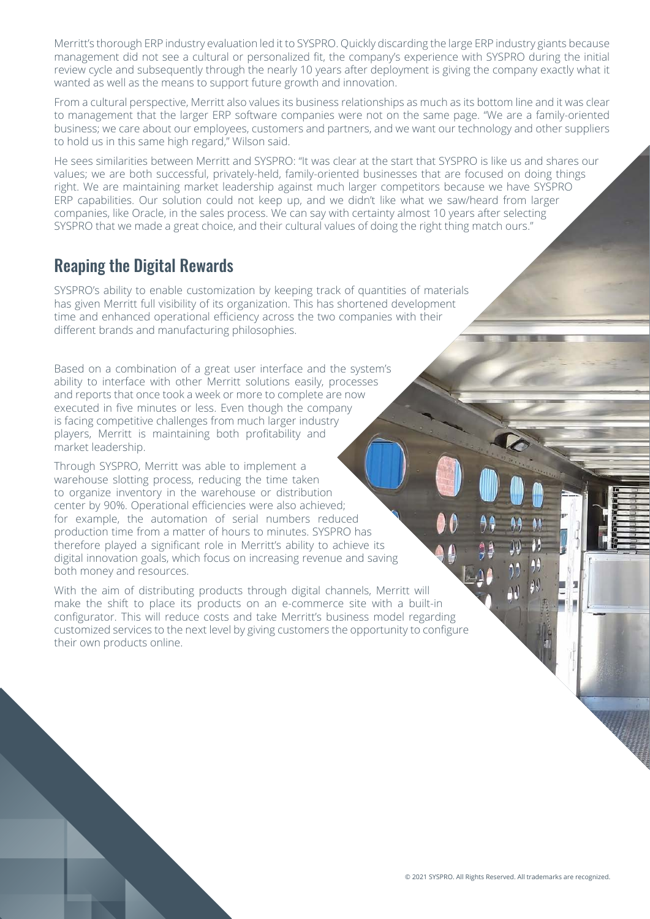Merritt's thorough ERP industry evaluation led it to SYSPRO. Quickly discarding the large ERP industry giants because management did not see a cultural or personalized fit, the company's experience with SYSPRO during the initial review cycle and subsequently through the nearly 10 years after deployment is giving the company exactly what it wanted as well as the means to support future growth and innovation.

From a cultural perspective, Merritt also values its business relationships as much as its bottom line and it was clear to management that the larger ERP software companies were not on the same page. "We are a family-oriented business; we care about our employees, customers and partners, and we want our technology and other suppliers to hold us in this same high regard," Wilson said.

He sees similarities between Merritt and SYSPRO: "It was clear at the start that SYSPRO is like us and shares our values; we are both successful, privately-held, family-oriented businesses that are focused on doing things right. We are maintaining market leadership against much larger competitors because we have SYSPRO ERP capabilities. Our solution could not keep up, and we didn't like what we saw/heard from larger companies, like Oracle, in the sales process. We can say with certainty almost 10 years after selecting SYSPRO that we made a great choice, and their cultural values of doing the right thing match ours."

## Reaping the Digital Rewards

SYSPRO's ability to enable customization by keeping track of quantities of materials has given Merritt full visibility of its organization. This has shortened development time and enhanced operational efficiency across the two companies with their different brands and manufacturing philosophies.

Based on a combination of a great user interface and the system's ability to interface with other Merritt solutions easily, processes and reports that once took a week or more to complete are now executed in five minutes or less. Even though the company is facing competitive challenges from much larger industry players, Merritt is maintaining both profitability and market leadership.

Through SYSPRO, Merritt was able to implement a warehouse slotting process, reducing the time taken to organize inventory in the warehouse or distribution center by 90%. Operational efficiencies were also achieved; for example, the automation of serial numbers reduced production time from a matter of hours to minutes. SYSPRO has therefore played a significant role in Merritt's ability to achieve its digital innovation goals, which focus on increasing revenue and saving both money and resources.

With the aim of distributing products through digital channels, Merritt will make the shift to place its products on an e-commerce site with a built-in configurator. This will reduce costs and take Merritt's business model regarding customized services to the next level by giving customers the opportunity to configure their own products online.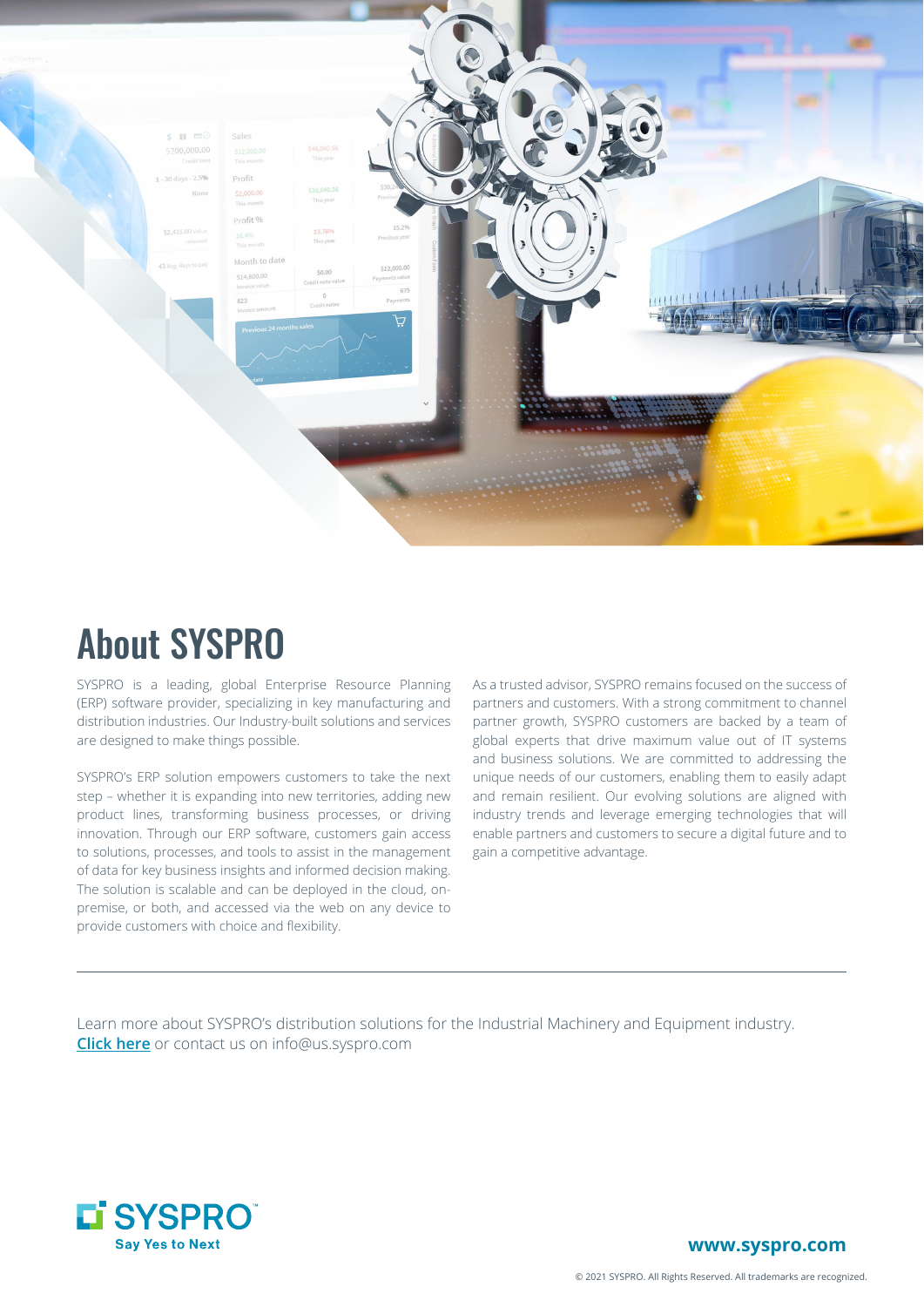# About SYSPRO

SYSPRO is a leading, global Enterprise Resource Planning (ERP) software provider, specializing in key manufacturing and distribution industries. Our Industry-built solutions and services are designed to make things possible.

SYSPRO's ERP solution empowers customers to take the next step – whether it is expanding into new territories, adding new product lines, transforming business processes, or driving innovation. Through our ERP software, customers gain access to solutions, processes, and tools to assist in the management of data for key business insights and informed decision making. The solution is scalable and can be deployed in the cloud, on-premise, or both, and accessed via the web on any device to provide customers with choice and flexibility.

As a trusted advisor, SYSPRO remains focused on the success of partners and customers. With a strong commitment to channel partner growth, SYSPRO customers are backed by a team of global experts that drive maximum value out of IT systems and business solutions. We are committed to addressing the unique needs of our customers, enabling them to easily adapt and remain resilient. Our evolving solutions are aligned with industry trends and leverage emerging technologies that will enable partners and customers to secure a digital future and to gain a competitive advantage.

---

Learn more about SYSPRO's distribution solutions for the Industrial Machinery and Equipment industry.
**Click here** or contact us on info@us.syspro.com

SYSPRO™
Say Yes to Next

www.syspro.com

© 2021 SYSPRO. All Rights Reserved. All trademarks are recognized.